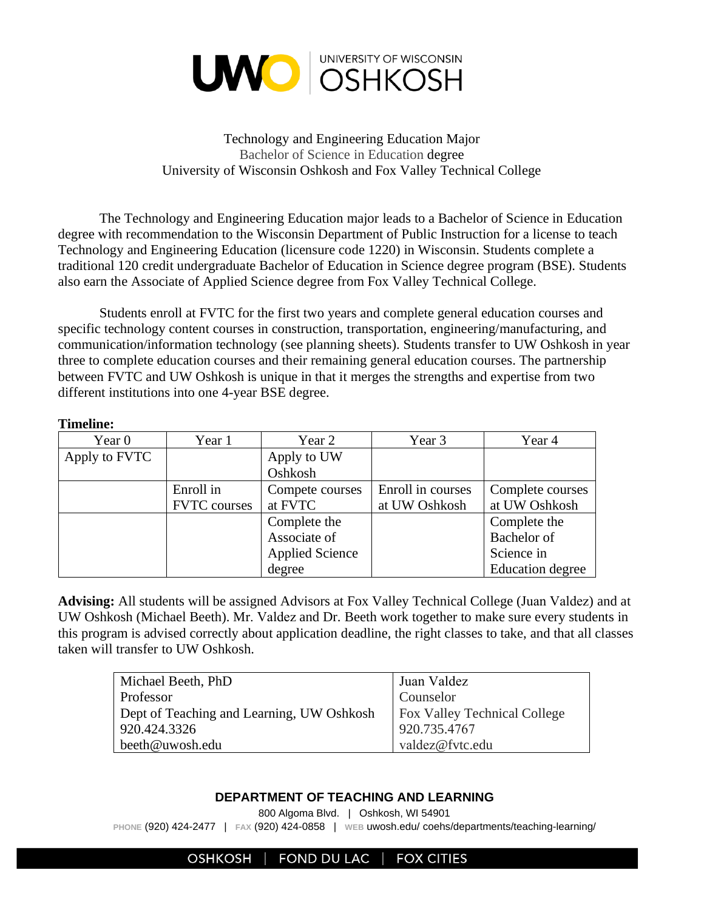# UWO | UNIVERSITY OF WISCONSIN OSHKOSH

Technology and Engineering Education Major
Bachelor of Science in Education degree
University of Wisconsin Oshkosh and Fox Valley Technical College

The Technology and Engineering Education major leads to a Bachelor of Science in Education degree with recommendation to the Wisconsin Department of Public Instruction for a license to teach Technology and Engineering Education (licensure code 1220) in Wisconsin. Students complete a traditional 120 credit undergraduate Bachelor of Education in Science degree program (BSE). Students also earn the Associate of Applied Science degree from Fox Valley Technical College.

Students enroll at FVTC for the first two years and complete general education courses and specific technology content courses in construction, transportation, engineering/manufacturing, and communication/information technology (see planning sheets). Students transfer to UW Oshkosh in year three to complete education courses and their remaining general education courses. The partnership between FVTC and UW Oshkosh is unique in that it merges the strengths and expertise from two different institutions into one 4-year BSE degree.

**Timeline:**

| Year 0 | Year 1 | Year 2 | Year 3 | Year 4 |
|---|---|---|---|---|
| Apply to FVTC | | Apply to UW Oshkosh | | |
| | Enroll in FVTC courses | Compete courses at FVTC | Enroll in courses at UW Oshkosh | Complete courses at UW Oshkosh |
| | | Complete the Associate of Applied Science degree | | Complete the Bachelor of Science in Education degree |

**Advising:** All students will be assigned Advisors at Fox Valley Technical College (Juan Valdez) and at UW Oshkosh (Michael Beeth). Mr. Valdez and Dr. Beeth work together to make sure every students in this program is advised correctly about application deadline, the right classes to take, and that all classes taken will transfer to UW Oshkosh.

| Michael Beeth, PhD<br>Professor<br>Dept of Teaching and Learning, UW Oshkosh<br>920.424.3326<br>beeth@uwosh.edu | Juan Valdez<br>Counselor<br>Fox Valley Technical College<br>920.735.4767<br>valdez@fvtc.edu |
|---|---|

**DEPARTMENT OF TEACHING AND LEARNING**
800 Algoma Blvd. | Oshkosh, WI 54901
PHONE (920) 424-2477 | FAX (920) 424-0858 | WEB uwosh.edu/ coehs/departments/teaching-learning/

OSHKOSH | FOND DU LAC | FOX CITIES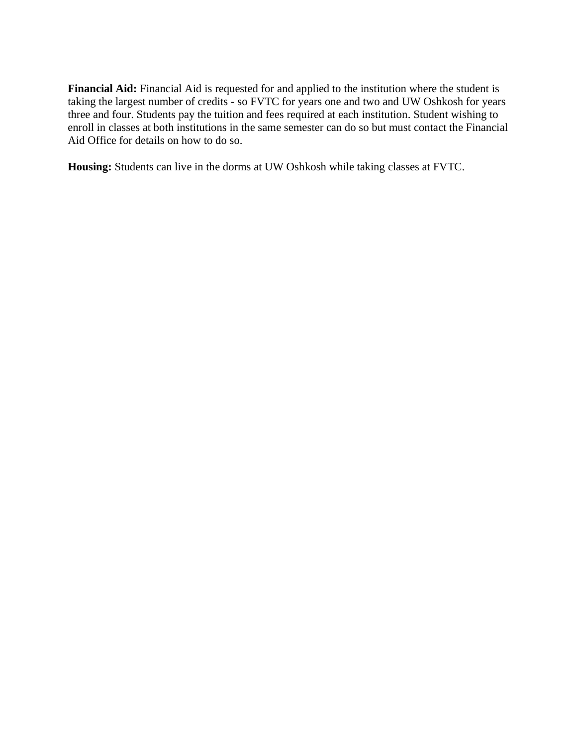**Financial Aid:** Financial Aid is requested for and applied to the institution where the student is taking the largest number of credits - so FVTC for years one and two and UW Oshkosh for years three and four. Students pay the tuition and fees required at each institution. Student wishing to enroll in classes at both institutions in the same semester can do so but must contact the Financial Aid Office for details on how to do so.

**Housing:** Students can live in the dorms at UW Oshkosh while taking classes at FVTC.